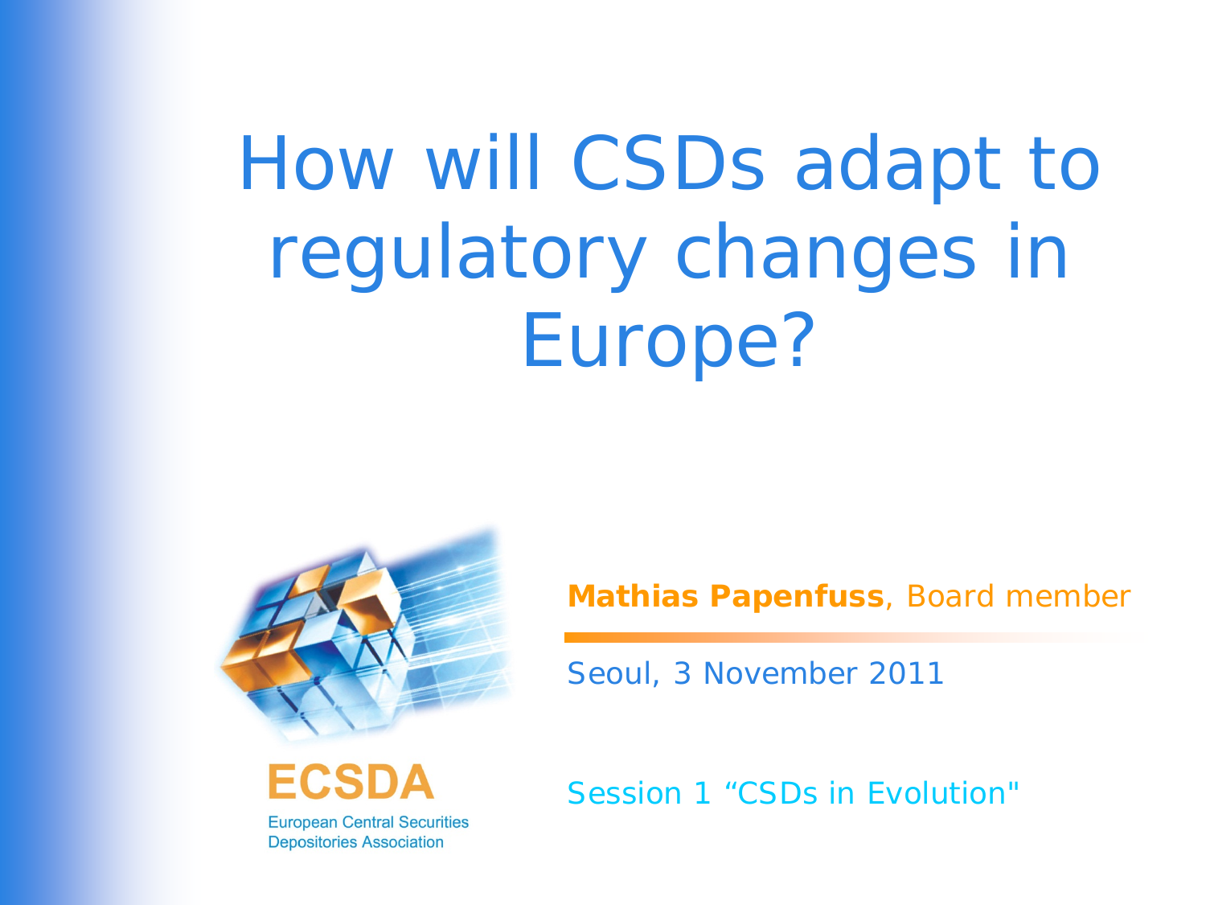# How will CSDs adapt to regulatory changes in Europe?

**Mathias Papenfuss**, Board member

Seoul, 3 November 2011

Session 1 “CSDs in Evolution"

ECSDA

European Central Securities Depositories Association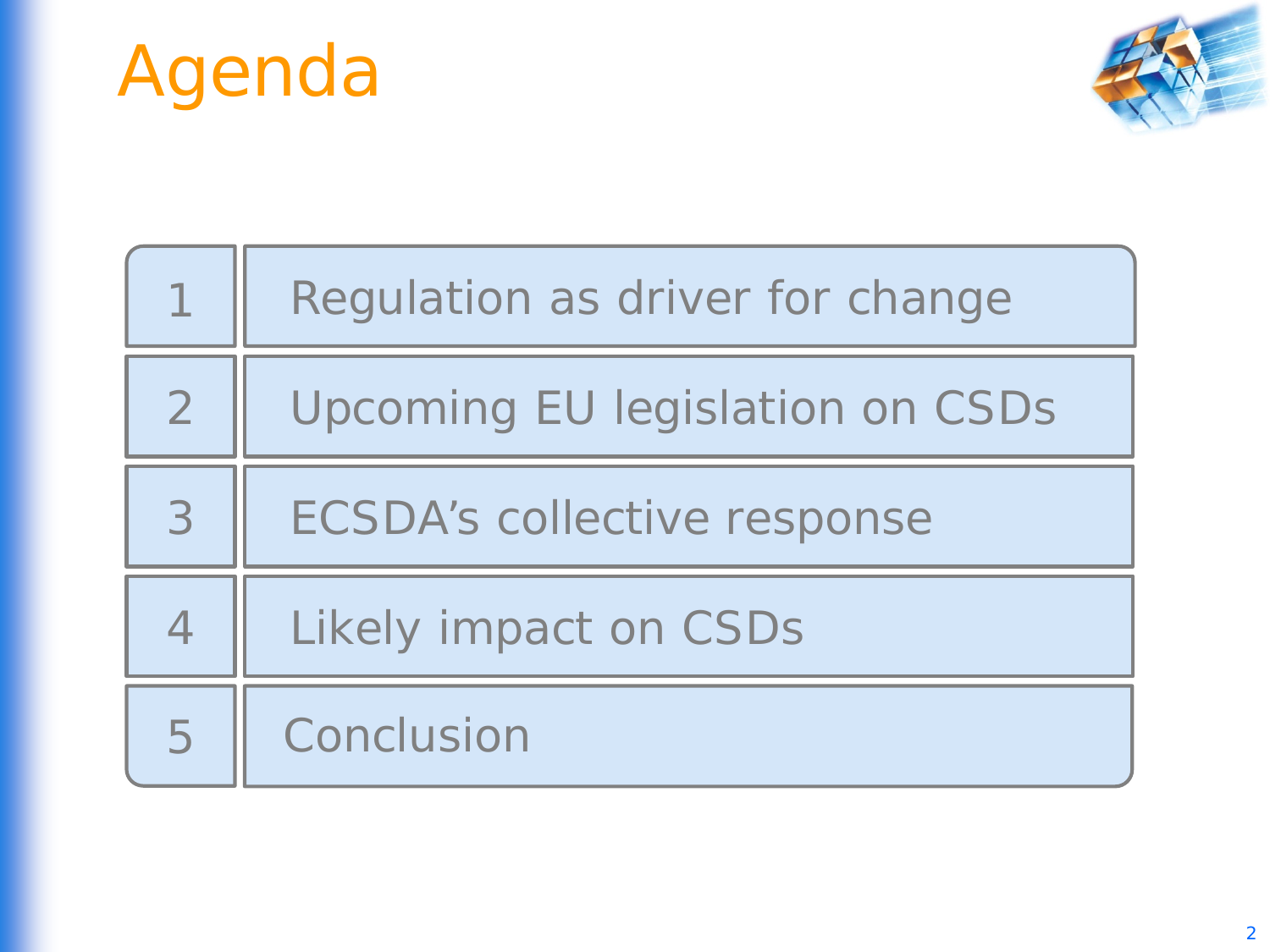# Agenda

| | |
|---|---|
| 1 | Regulation as driver for change |
| 2 | Upcoming EU legislation on CSDs |
| 3 | ECSDA's collective response |
| 4 | Likely impact on CSDs |
| 5 | Conclusion |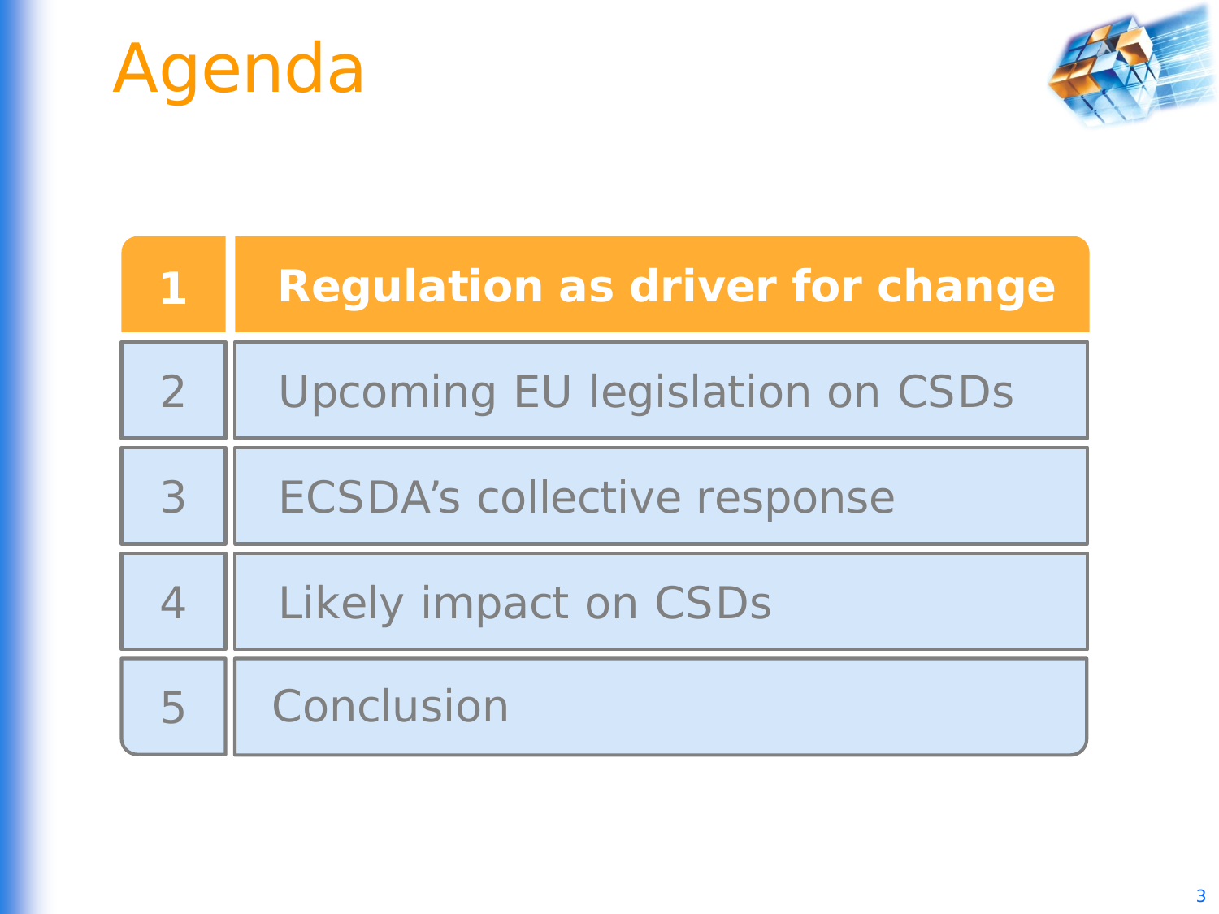# Agenda

| | |
|---|---|
| **1** | **Regulation as driver for change** |
| 2 | Upcoming EU legislation on CSDs |
| 3 | ECSDA’s collective response |
| 4 | Likely impact on CSDs |
| 5 | Conclusion |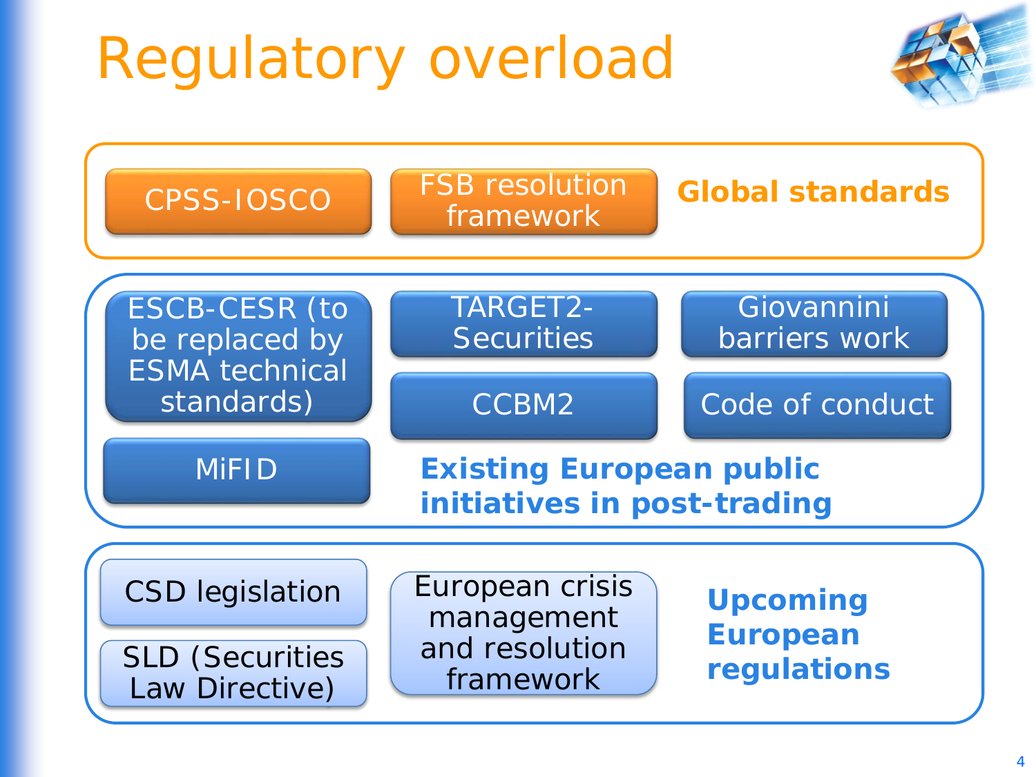# Regulatory overload

## Global standards

- CPSS-IOSCO
- FSB resolution framework

## Existing European public initiatives in post-trading

- ESCB-CESR (to be replaced by ESMA technical standards)
- TARGET2-Securities
- Giovannini barriers work
- CCBM2
- Code of conduct
- MiFID

## Upcoming European regulations

- CSD legislation
- SLD (Securities Law Directive)
- European crisis management and resolution framework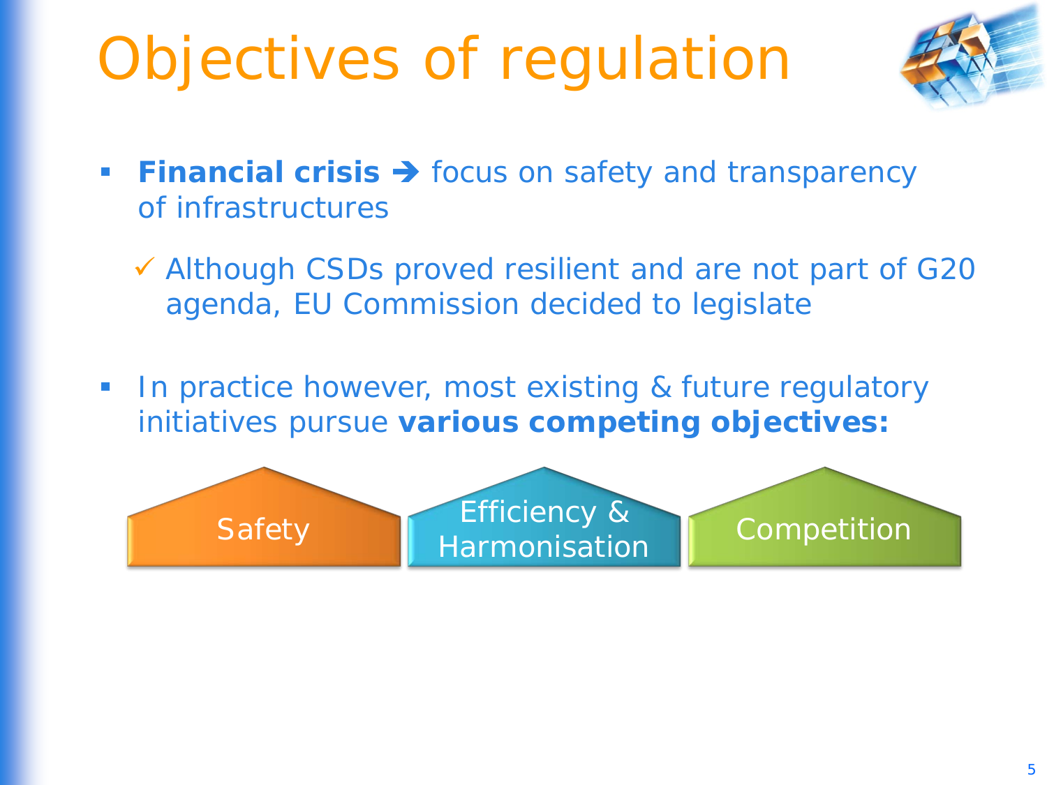# Objectives of regulation

- **Financial crisis** ➔ focus on safety and transparency of infrastructures
  - ✓ Although CSDs proved resilient and are not part of G20 agenda, EU Commission decided to legislate

- In practice however, most existing & future regulatory initiatives pursue **various competing objectives:**

Safety | Efficiency & Harmonisation | Competition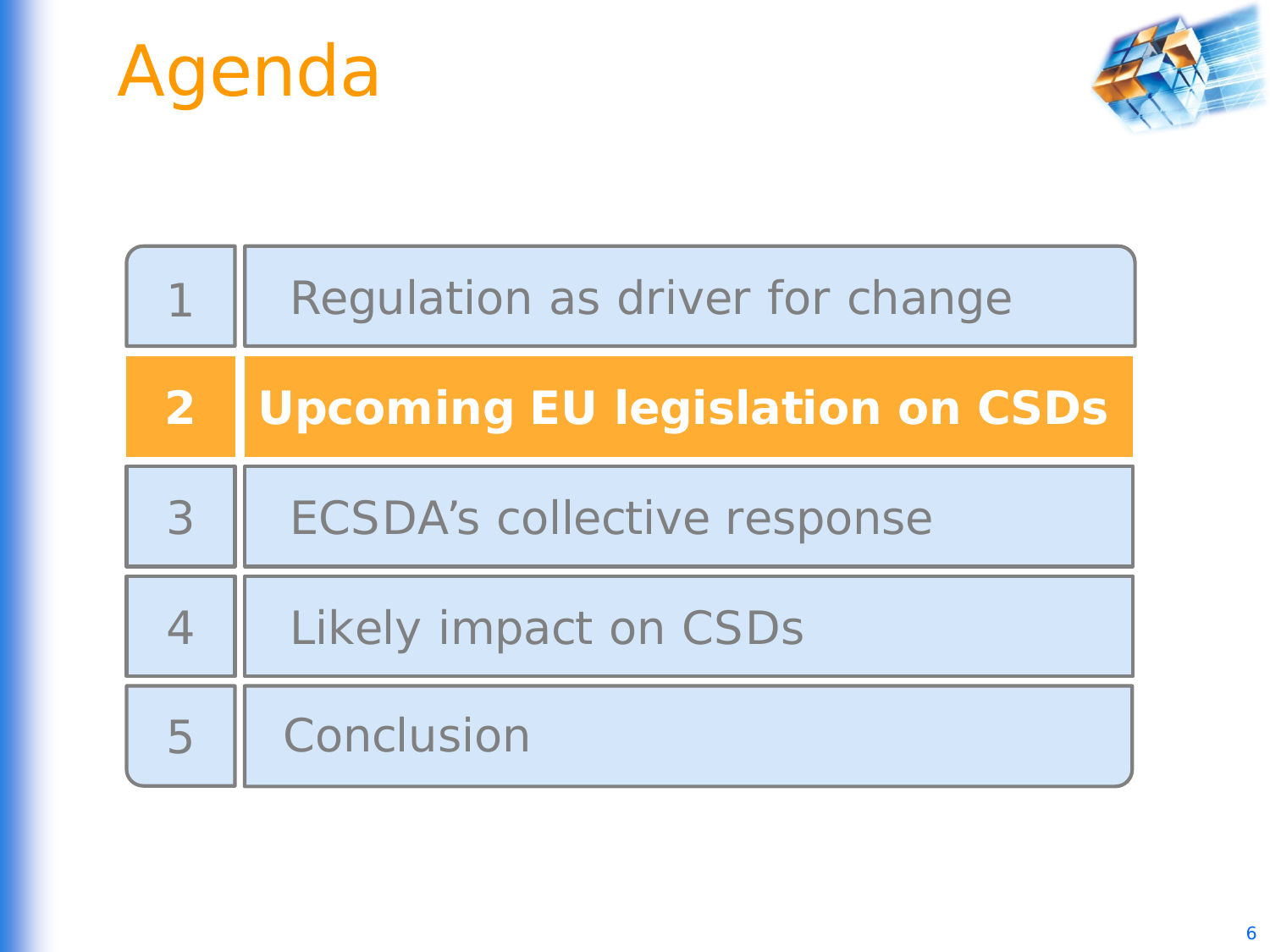# Agenda

1. Regulation as driver for change
2. **Upcoming EU legislation on CSDs**
3. ECSDA's collective response
4. Likely impact on CSDs
5. Conclusion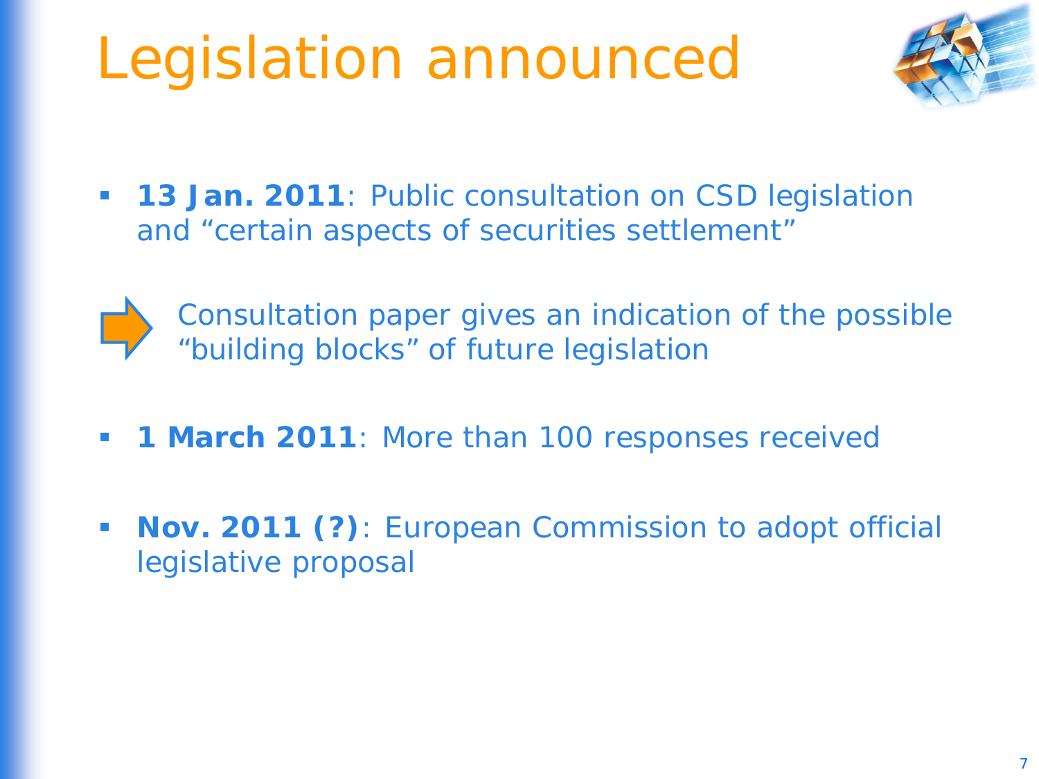# Legislation announced

- **13 Jan. 2011**: Public consultation on CSD legislation and "certain aspects of securities settlement"

  ➡ Consultation paper gives an indication of the possible "building blocks" of future legislation

- **1 March 2011**: More than 100 responses received

- **Nov. 2011 (?)**: European Commission to adopt official legislative proposal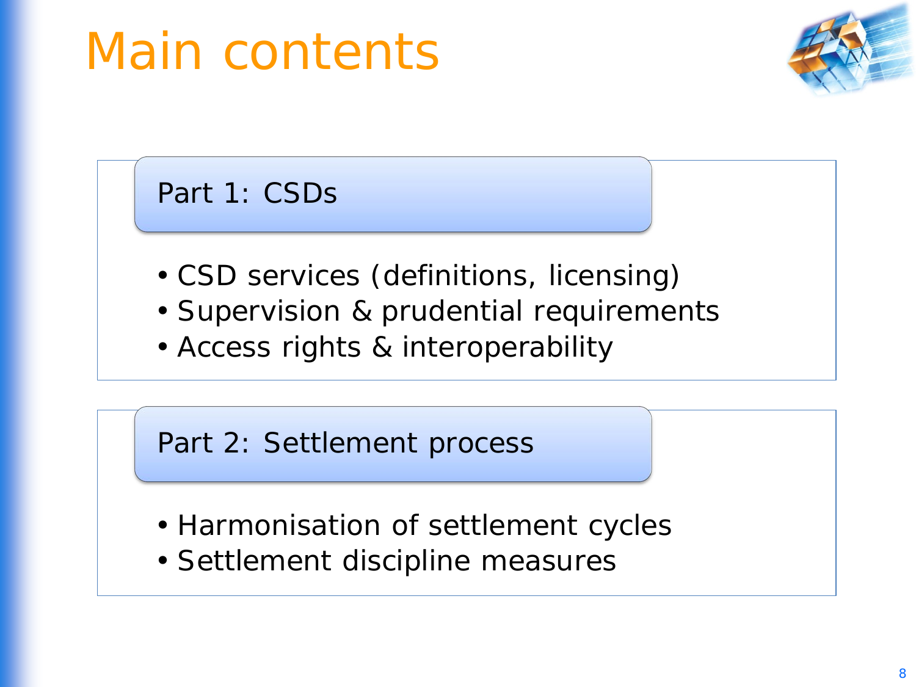# Main contents

## Part 1: CSDs

- CSD services (definitions, licensing)
- Supervision & prudential requirements
- Access rights & interoperability

## Part 2: Settlement process

- Harmonisation of settlement cycles
- Settlement discipline measures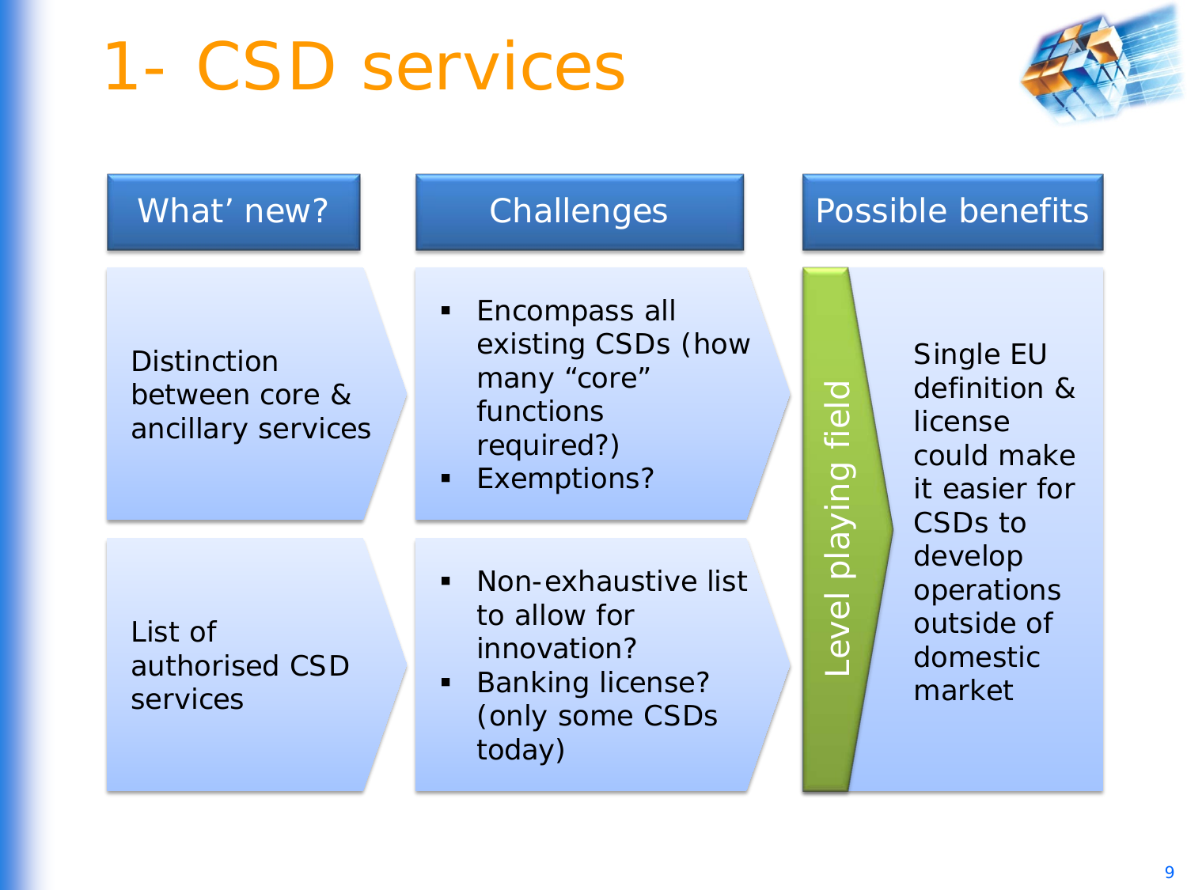# 1- CSD services

| What' new? | Challenges | Possible benefits |
| --- | --- | --- |
| Distinction between core & ancillary services | ▪ Encompass all existing CSDs (how many "core" functions required?)<br>▪ Exemptions? | **Level playing field**<br>Single EU definition & license could make it easier for CSDs to develop operations outside of domestic market |
| List of authorised CSD services | ▪ Non-exhaustive list to allow for innovation?<br>▪ Banking license? (only some CSDs today) | |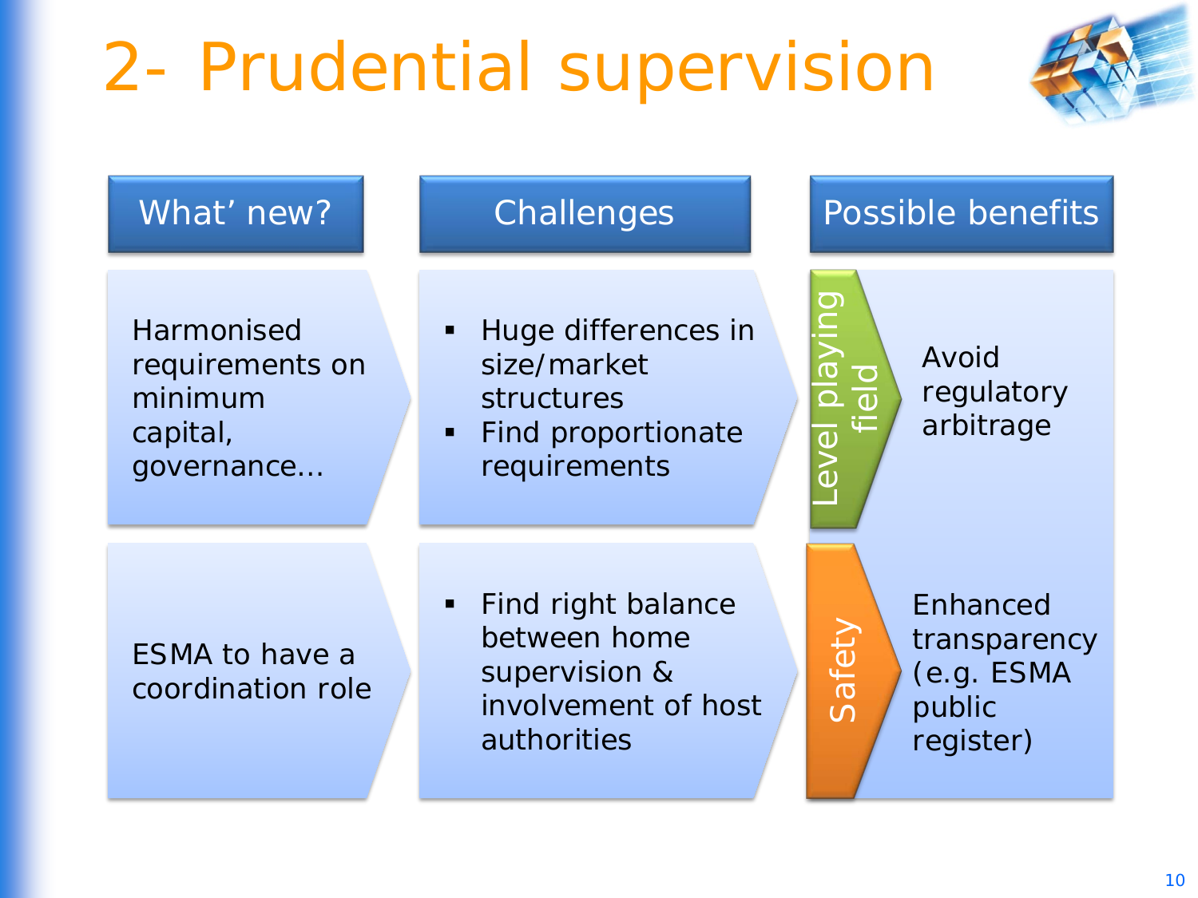# 2- Prudential supervision

| What' new? | Challenges | Possible benefits | |
|---|---|---|---|
| Harmonised requirements on minimum capital, governance… | ▪ Huge differences in size/market structures<br>▪ Find proportionate requirements | Level playing field | Avoid regulatory arbitrage |
| ESMA to have a coordination role | ▪ Find right balance between home supervision & involvement of host authorities | Safety | Enhanced transparency (e.g. ESMA public register) |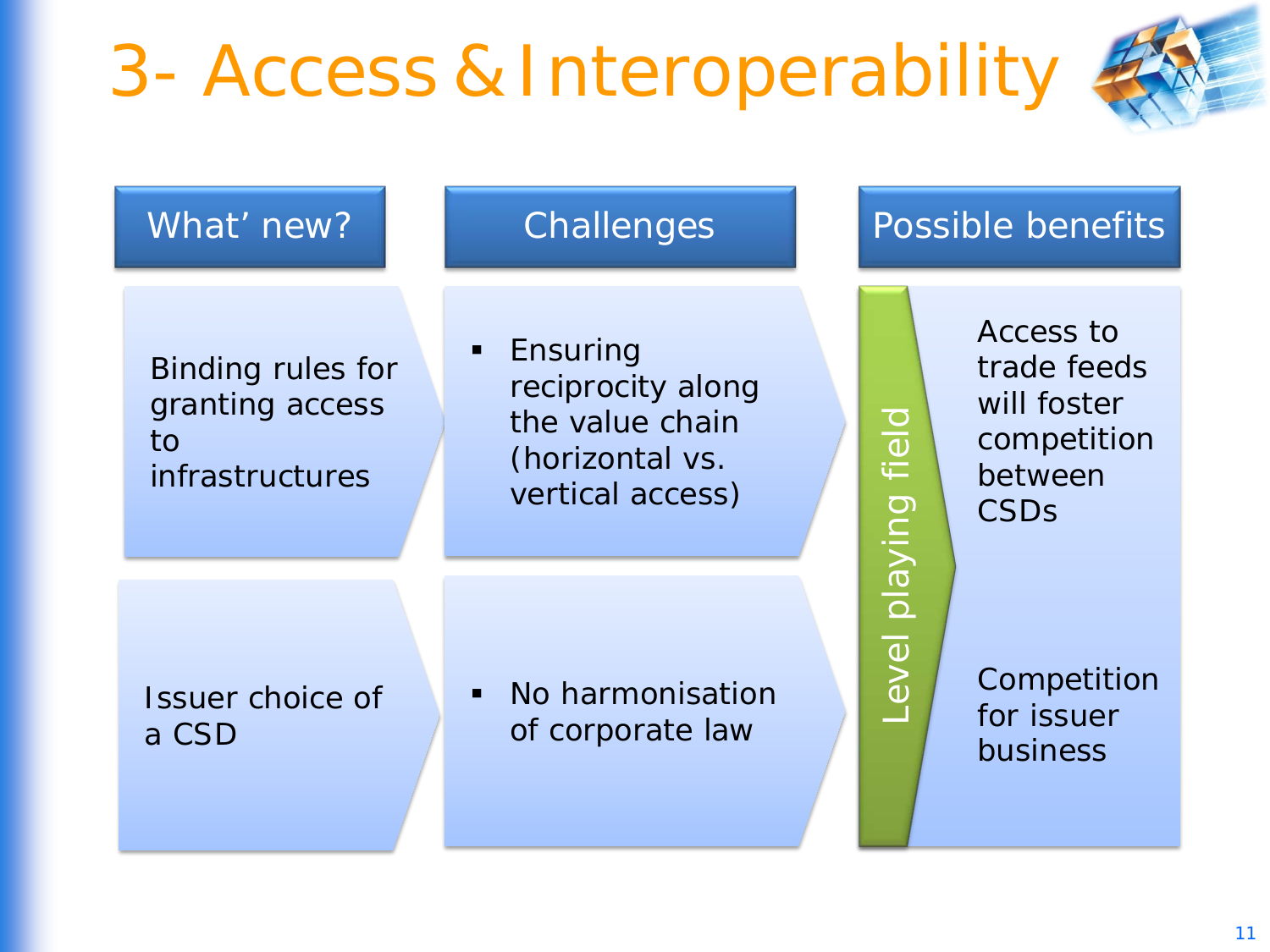# 3- Access & Interoperability

| What' new? | Challenges | Possible benefits |
| --- | --- | --- |
| Binding rules for granting access to infrastructures | ▪ Ensuring reciprocity along the value chain (horizontal vs. vertical access) | Level playing field: Access to trade feeds will foster competition between CSDs |
| Issuer choice of a CSD | ▪ No harmonisation of corporate law | Level playing field: Competition for issuer business |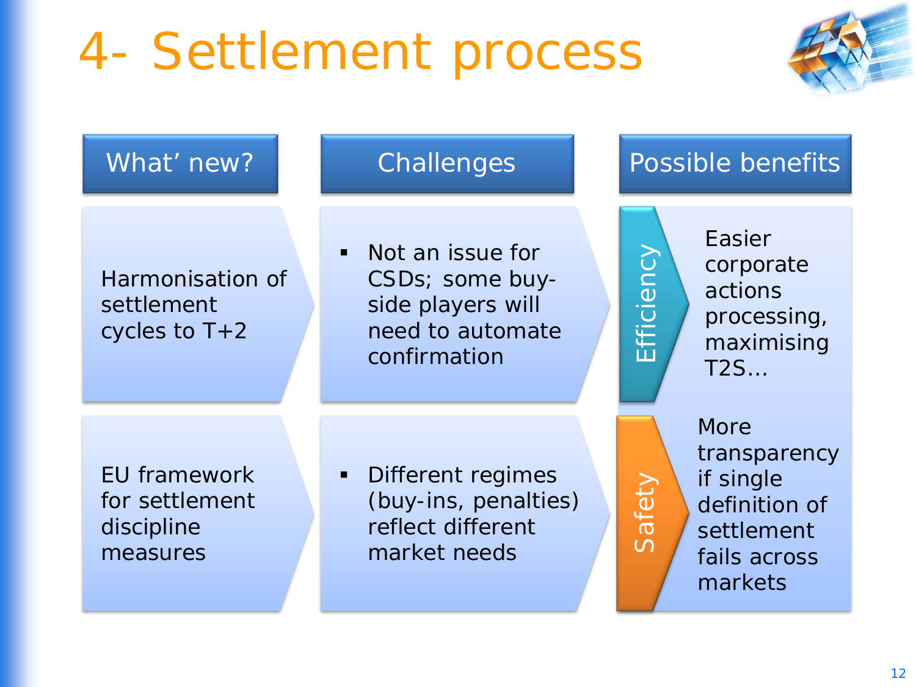# 4- Settlement process

| What' new? | Challenges | Possible benefits |
| --- | --- | --- |
| Harmonisation of settlement cycles to T+2 | ▪ Not an issue for CSDs; some buy-side players will need to automate confirmation | **Efficiency**: Easier corporate actions processing, maximising T2S… |
| EU framework for settlement discipline measures | ▪ Different regimes (buy-ins, penalties) reflect different market needs | **Safety**: More transparency if single definition of settlement fails across markets |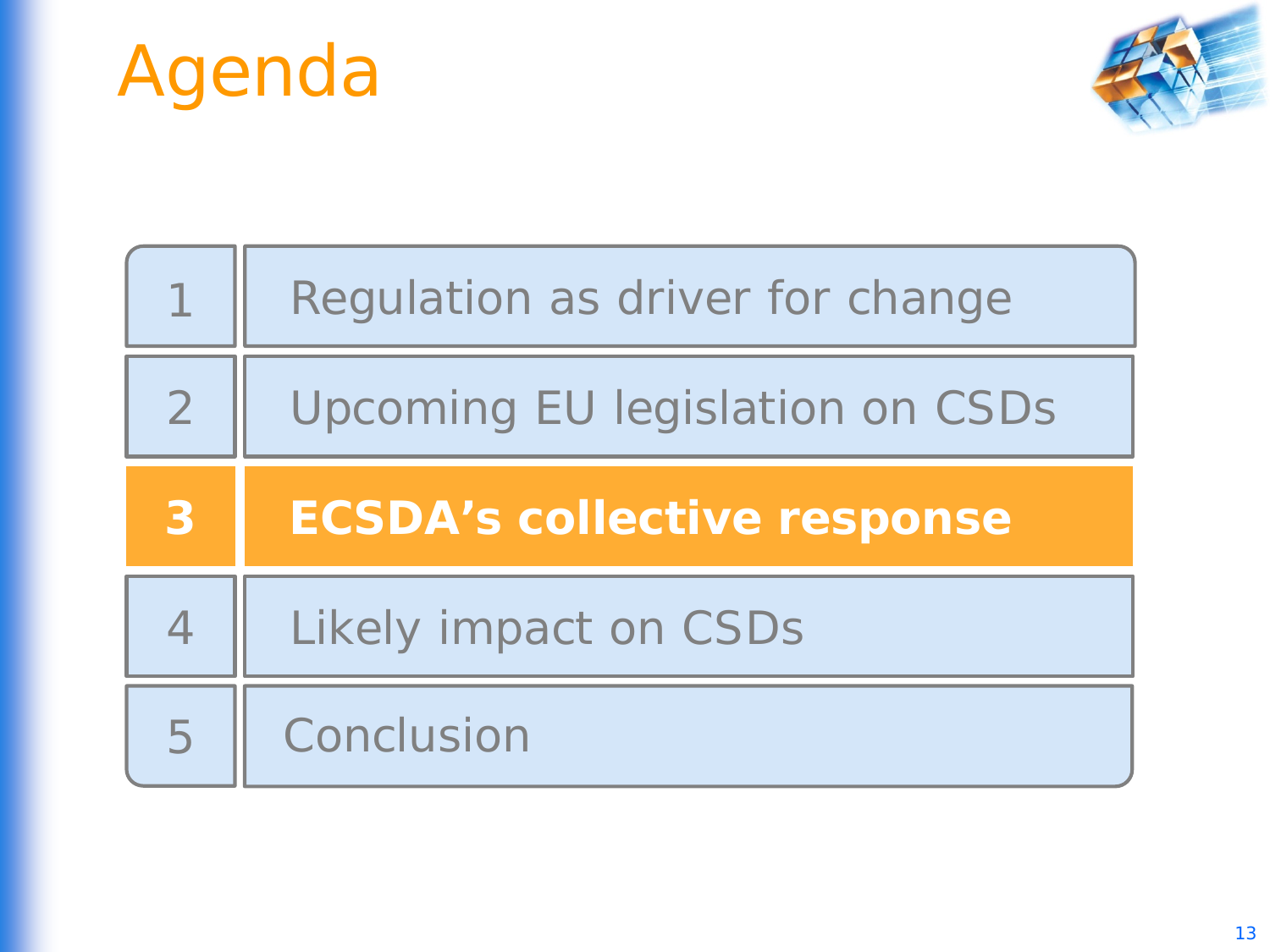# Agenda

1. Regulation as driver for change
2. Upcoming EU legislation on CSDs
3. **ECSDA's collective response**
4. Likely impact on CSDs
5. Conclusion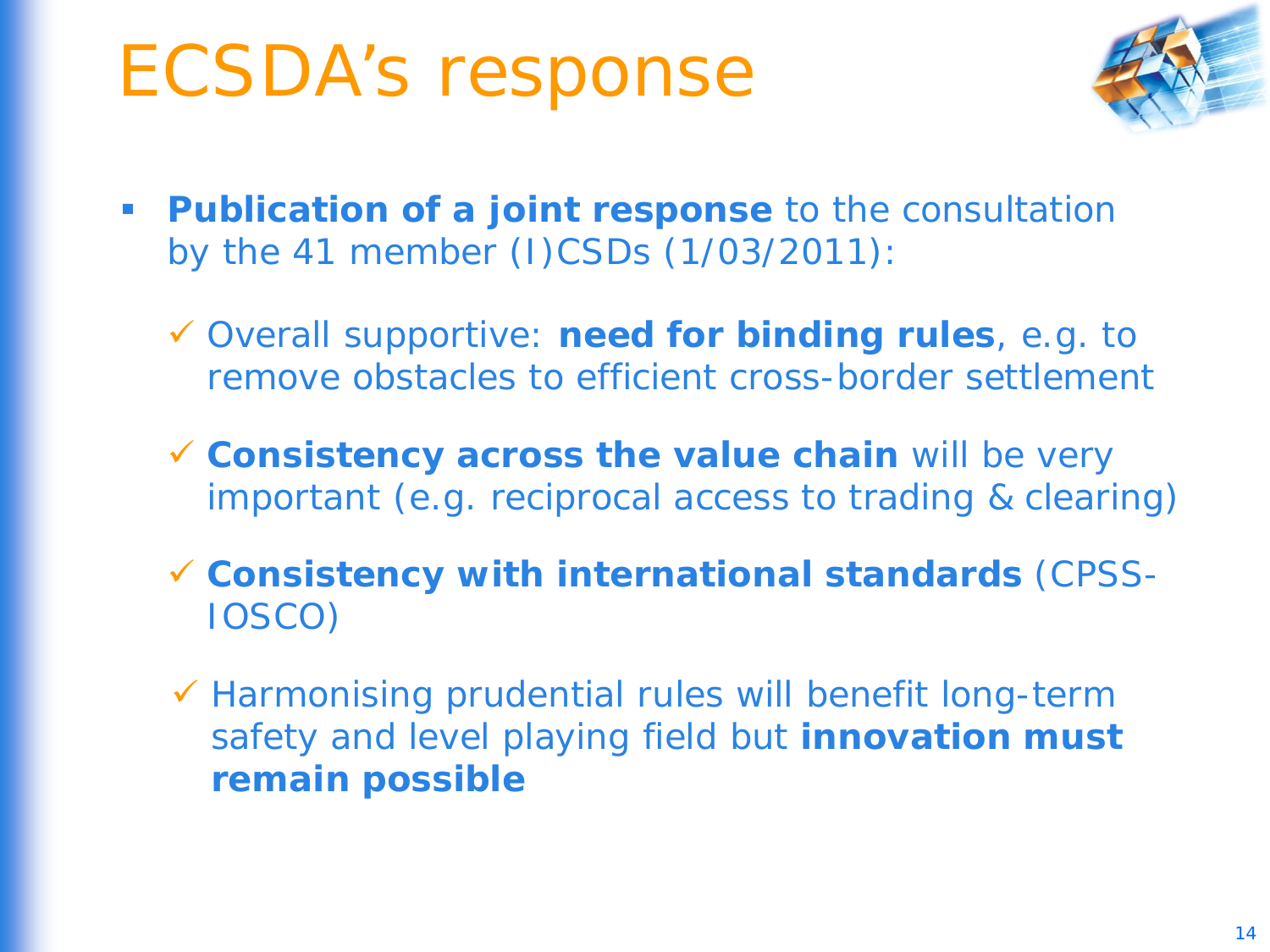# ECSDA's response

- **Publication of a joint response** to the consultation by the 41 member (I)CSDs (1/03/2011):
  - ✓ Overall supportive: **need for binding rules**, e.g. to remove obstacles to efficient cross-border settlement
  - ✓ **Consistency across the value chain** will be very important (e.g. reciprocal access to trading & clearing)
  - ✓ **Consistency with international standards** (CPSS-IOSCO)
  - ✓ Harmonising prudential rules will benefit long-term safety and level playing field but **innovation must remain possible**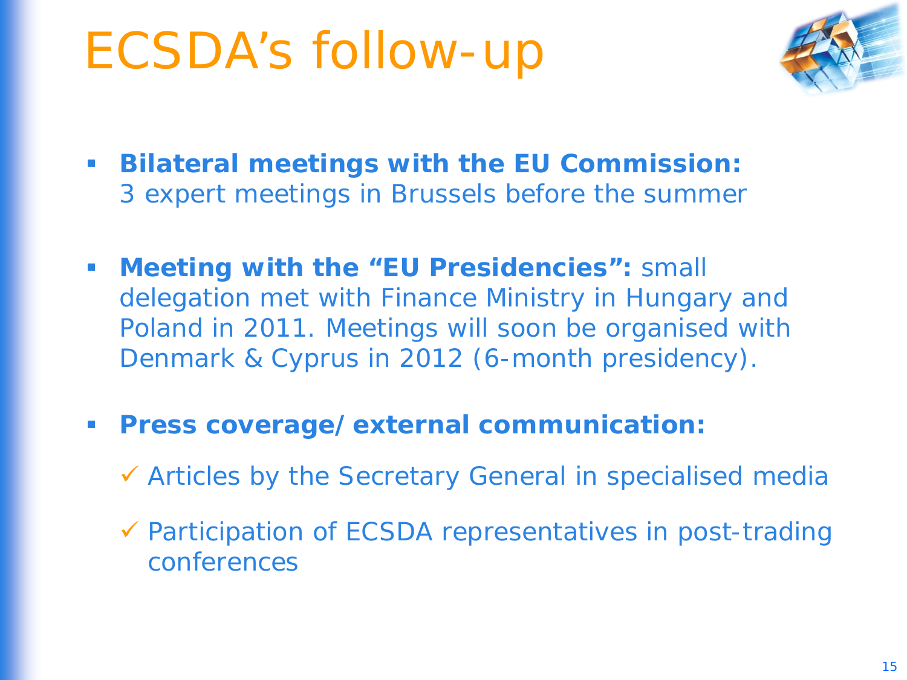# ECSDA's follow-up

- **Bilateral meetings with the EU Commission:** 3 expert meetings in Brussels before the summer
- **Meeting with the "EU Presidencies":** small delegation met with Finance Ministry in Hungary and Poland in 2011. Meetings will soon be organised with Denmark & Cyprus in 2012 (6-month presidency).
- **Press coverage/ external communication:**
  - ✓ Articles by the Secretary General in specialised media
  - ✓ Participation of ECSDA representatives in post-trading conferences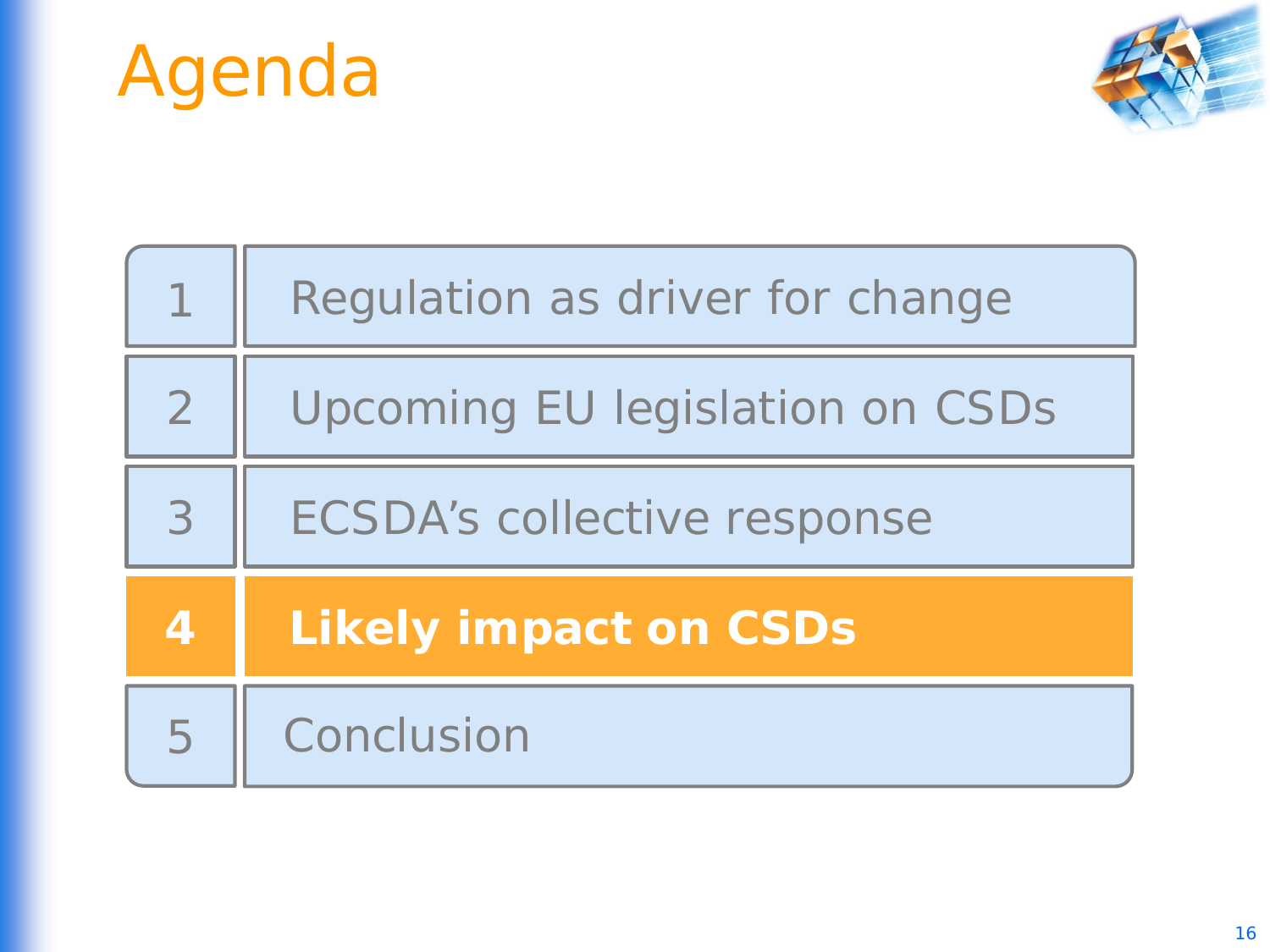# Agenda

1. Regulation as driver for change
2. Upcoming EU legislation on CSDs
3. ECSDA's collective response
4. **Likely impact on CSDs**
5. Conclusion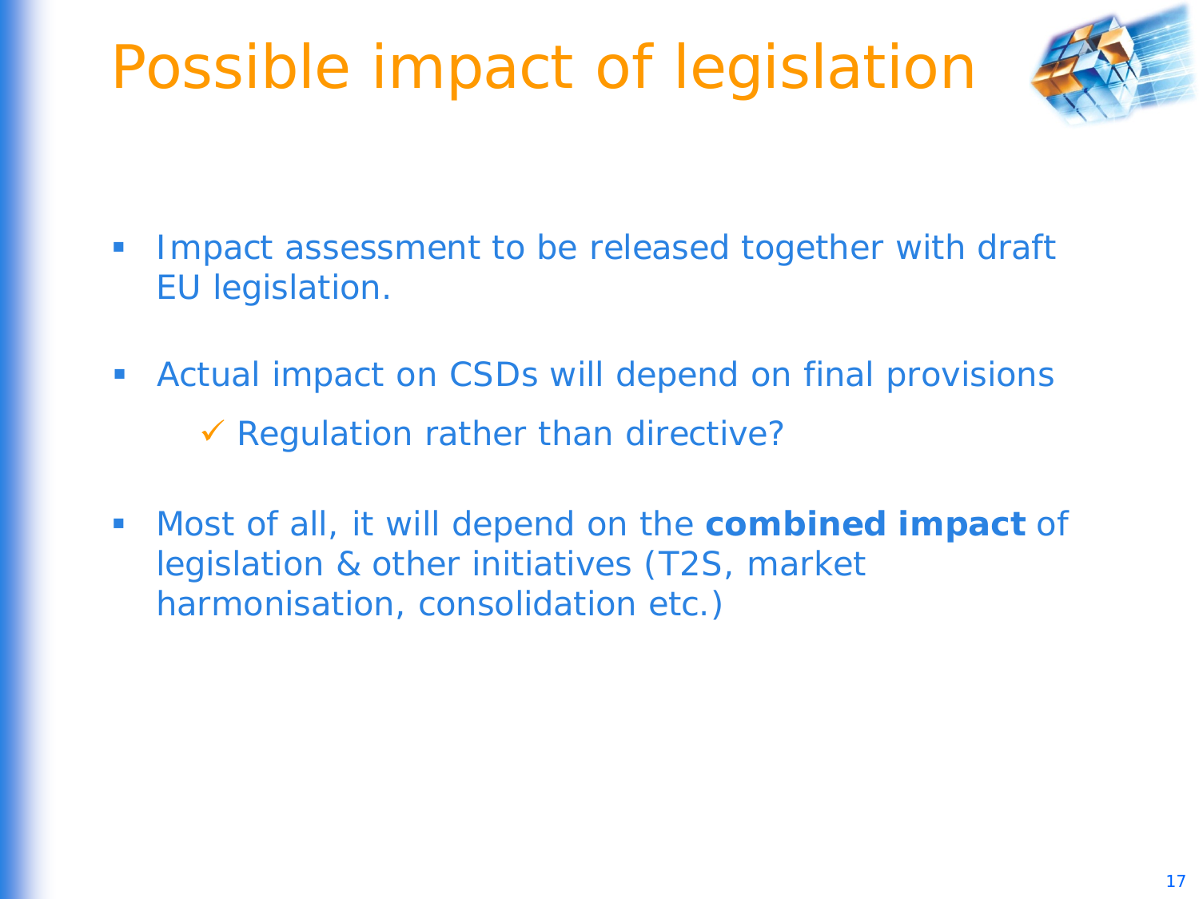# Possible impact of legislation

- Impact assessment to be released together with draft EU legislation.
- Actual impact on CSDs will depend on final provisions
  - ✓ Regulation rather than directive?
- Most of all, it will depend on the **combined impact** of legislation & other initiatives (T2S, market harmonisation, consolidation etc.)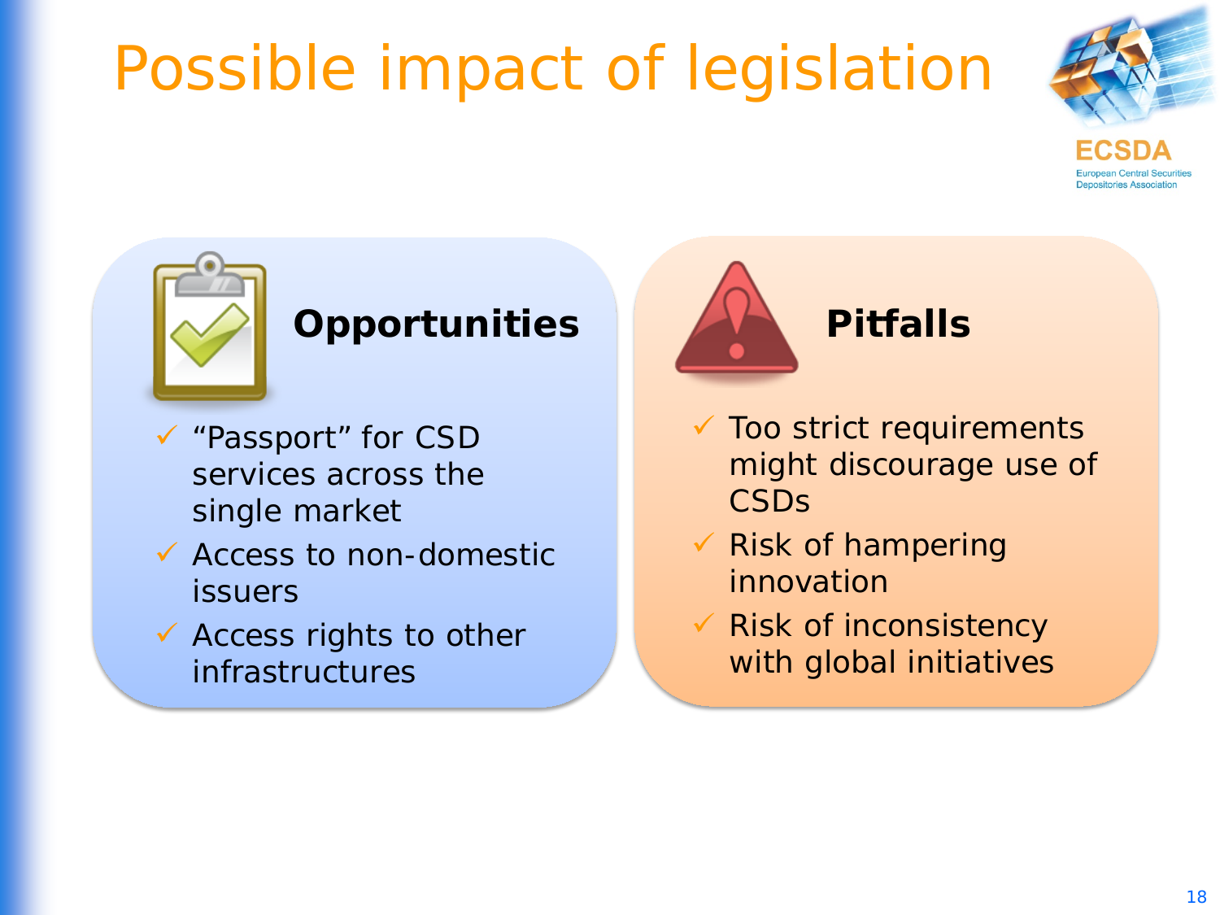# Possible impact of legislation

ECSDA
European Central Securities Depositories Association

## Opportunities

- "Passport" for CSD services across the single market
- Access to non-domestic issuers
- Access rights to other infrastructures

## Pitfalls

- Too strict requirements might discourage use of CSDs
- Risk of hampering innovation
- Risk of inconsistency with global initiatives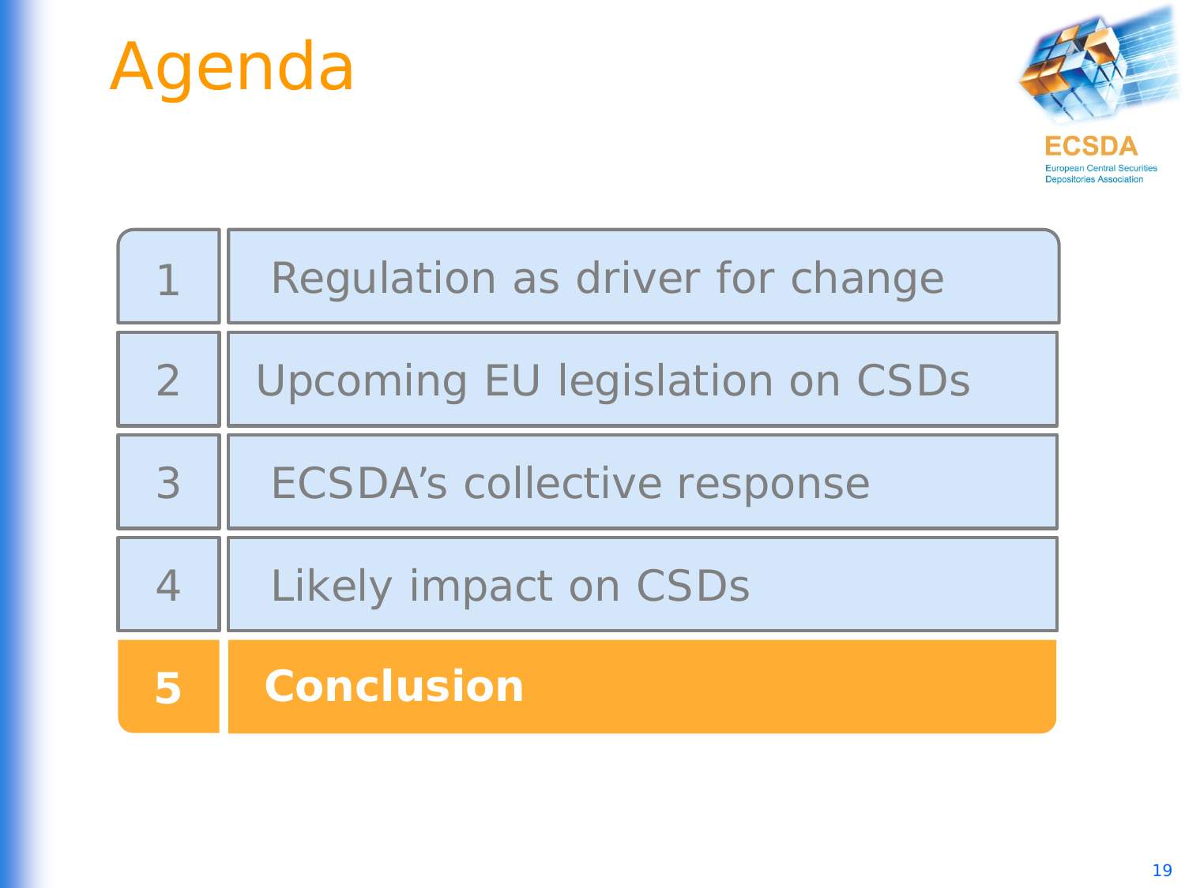# Agenda

ECSDA
European Central Securities Depositories Association

| | |
|---|---|
| 1 | Regulation as driver for change |
| 2 | Upcoming EU legislation on CSDs |
| 3 | ECSDA's collective response |
| 4 | Likely impact on CSDs |
| **5** | **Conclusion** |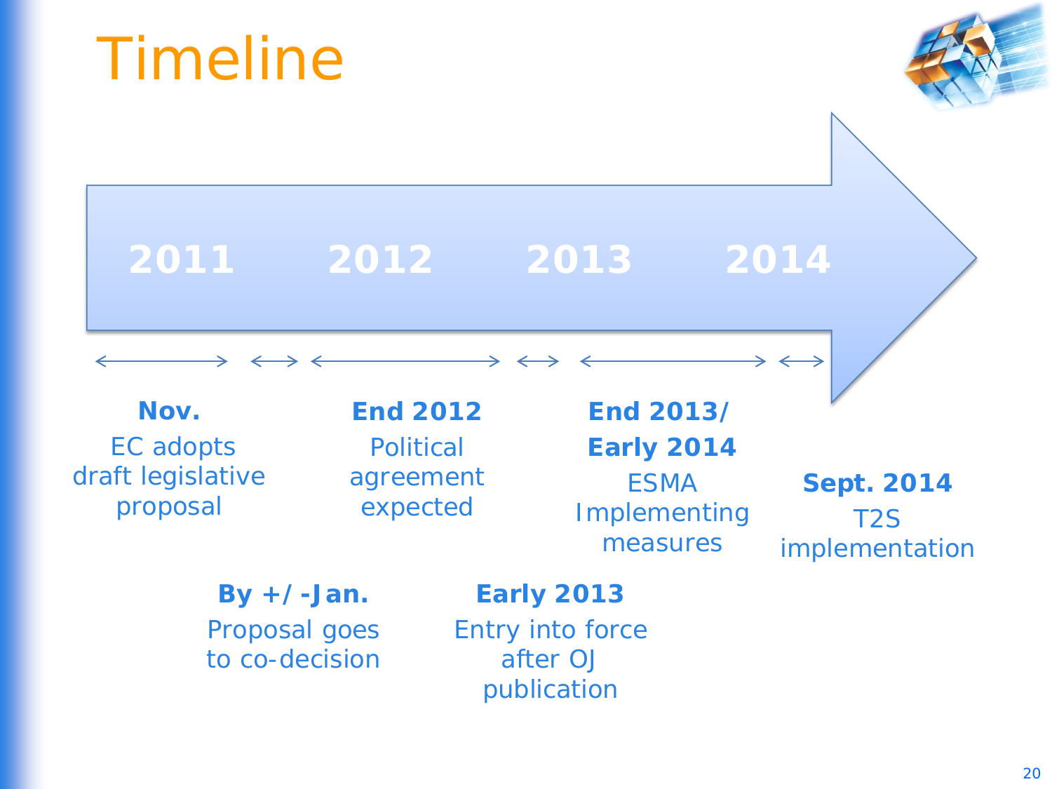# Timeline

2011 | 2012 | 2013 | 2014

**Nov.**
EC adopts draft legislative proposal

**By +/-Jan.**
Proposal goes to co-decision

**End 2012**
Political agreement expected

**Early 2013**
Entry into force after OJ publication

**End 2013/ Early 2014**
ESMA Implementing measures

**Sept. 2014**
T2S implementation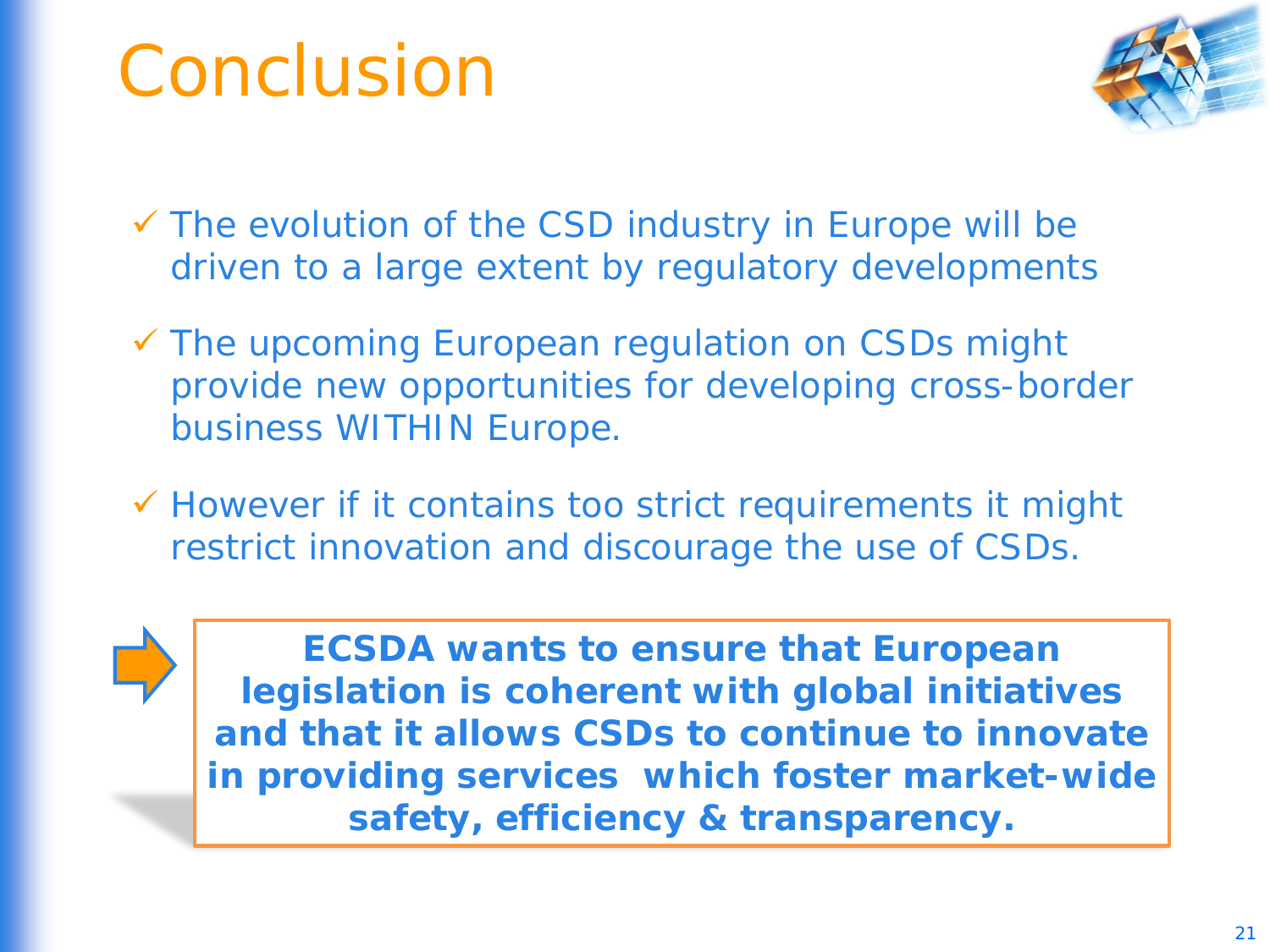# Conclusion

- ✓ The evolution of the CSD industry in Europe will be driven to a large extent by regulatory developments
- ✓ The upcoming European regulation on CSDs might provide new opportunities for developing cross-border business WITHIN Europe.
- ✓ However if it contains too strict requirements it might restrict innovation and discourage the use of CSDs.

**ECSDA wants to ensure that European legislation is coherent with global initiatives and that it allows CSDs to continue to innovate in providing services which foster market-wide safety, efficiency & transparency.**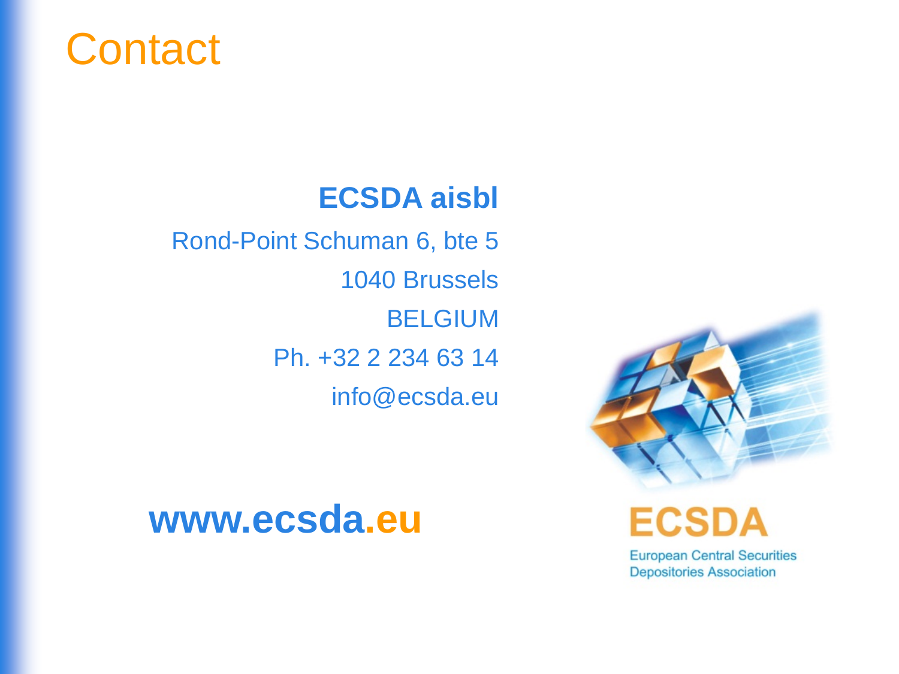# Contact

**ECSDA aisbl**

Rond-Point Schuman 6, bte 5

1040 Brussels

BELGIUM

Ph. +32 2 234 63 14

info@ecsda.eu

**www.ecsda.eu**

ECSDA

European Central Securities Depositories Association